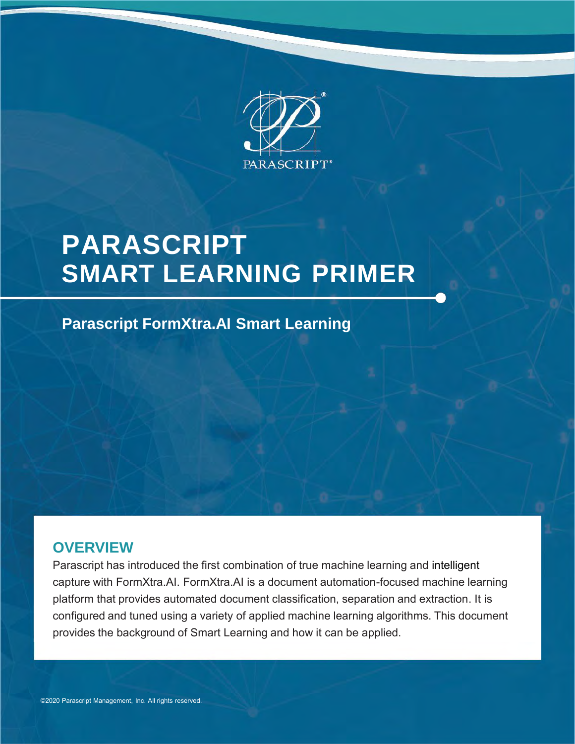PARASCRIPT®

# PARASCRIPT SMART LEARNING PRIMER

## Parascript FormXtra.AI Smart Learning

## OVERVIEW

Parascript has introduced the first combination of true machine learning and intelligent capture with FormXtra.AI. FormXtra.AI is a document automation-focused machine learning platform that provides automated document classification, separation and extraction. It is configured and tuned using a variety of applied machine learning algorithms. This document provides the background of Smart Learning and how it can be applied.

©2020 Parascript Management, Inc. All rights reserved.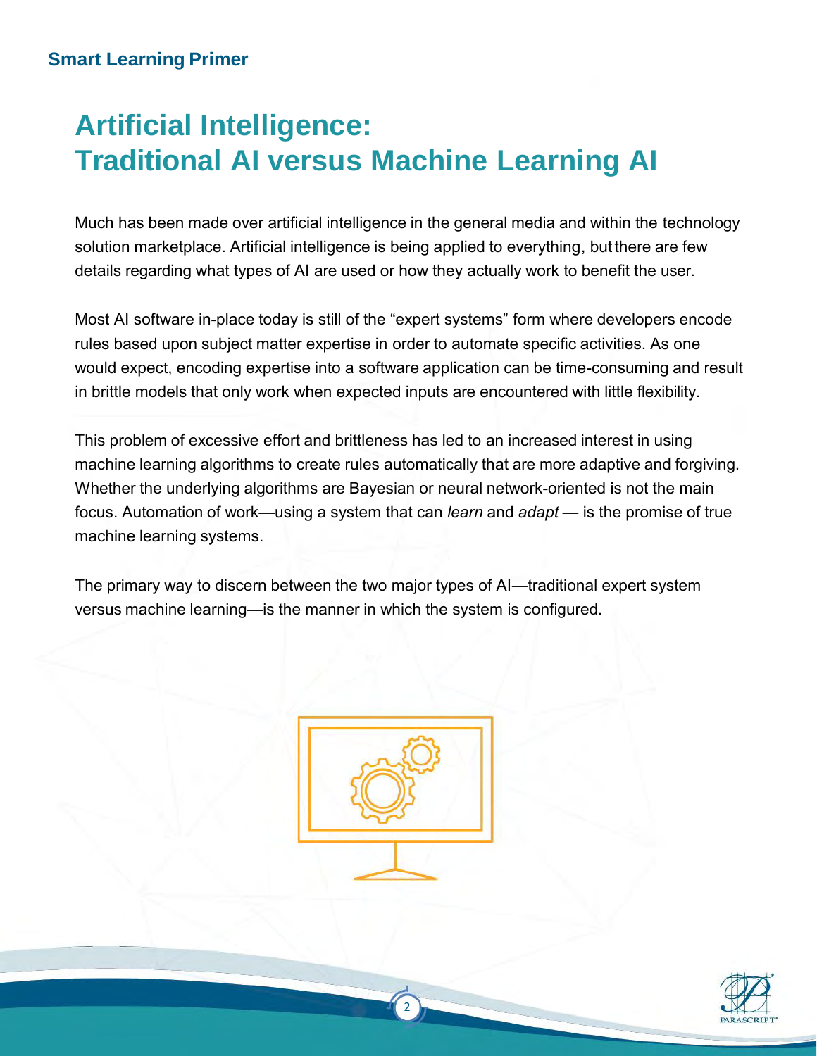# Artificial Intelligence: Traditional AI versus Machine Learning AI

Much has been made over artificial intelligence in the general media and within the technology solution marketplace. Artificial intelligence is being applied to everything, but there are few details regarding what types of AI are used or how they actually work to benefit the user.

Most AI software in-place today is still of the "expert systems" form where developers encode rules based upon subject matter expertise in order to automate specific activities. As one would expect, encoding expertise into a software application can be time-consuming and result in brittle models that only work when expected inputs are encountered with little flexibility.

This problem of excessive effort and brittleness has led to an increased interest in using machine learning algorithms to create rules automatically that are more adaptive and forgiving. Whether the underlying algorithms are Bayesian or neural network-oriented is not the main focus. Automation of work—using a system that can *learn* and *adapt* — is the promise of true machine learning systems.

The primary way to discern between the two major types of AI—traditional expert system versus machine learning—is the manner in which the system is configured.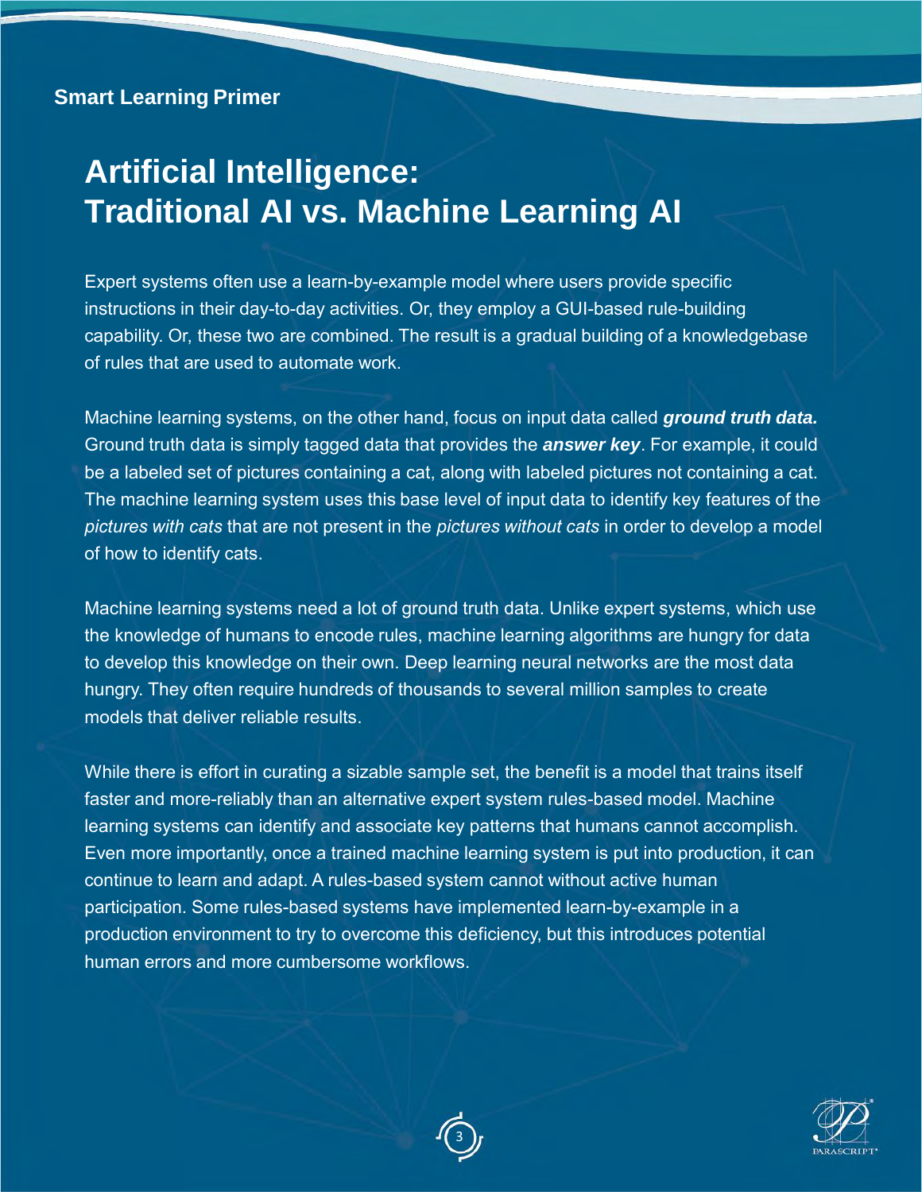# Artificial Intelligence: Traditional AI vs. Machine Learning AI

Expert systems often use a learn-by-example model where users provide specific instructions in their day-to-day activities. Or, they employ a GUI-based rule-building capability. Or, these two are combined. The result is a gradual building of a knowledgebase of rules that are used to automate work.

Machine learning systems, on the other hand, focus on input data called ***ground truth data.*** Ground truth data is simply tagged data that provides the ***answer key***. For example, it could be a labeled set of pictures containing a cat, along with labeled pictures not containing a cat. The machine learning system uses this base level of input data to identify key features of the *pictures with cats* that are not present in the *pictures without cats* in order to develop a model of how to identify cats.

Machine learning systems need a lot of ground truth data. Unlike expert systems, which use the knowledge of humans to encode rules, machine learning algorithms are hungry for data to develop this knowledge on their own. Deep learning neural networks are the most data hungry. They often require hundreds of thousands to several million samples to create models that deliver reliable results.

While there is effort in curating a sizable sample set, the benefit is a model that trains itself faster and more-reliably than an alternative expert system rules-based model. Machine learning systems can identify and associate key patterns that humans cannot accomplish. Even more importantly, once a trained machine learning system is put into production, it can continue to learn and adapt. A rules-based system cannot without active human participation. Some rules-based systems have implemented learn-by-example in a production environment to try to overcome this deficiency, but this introduces potential human errors and more cumbersome workflows.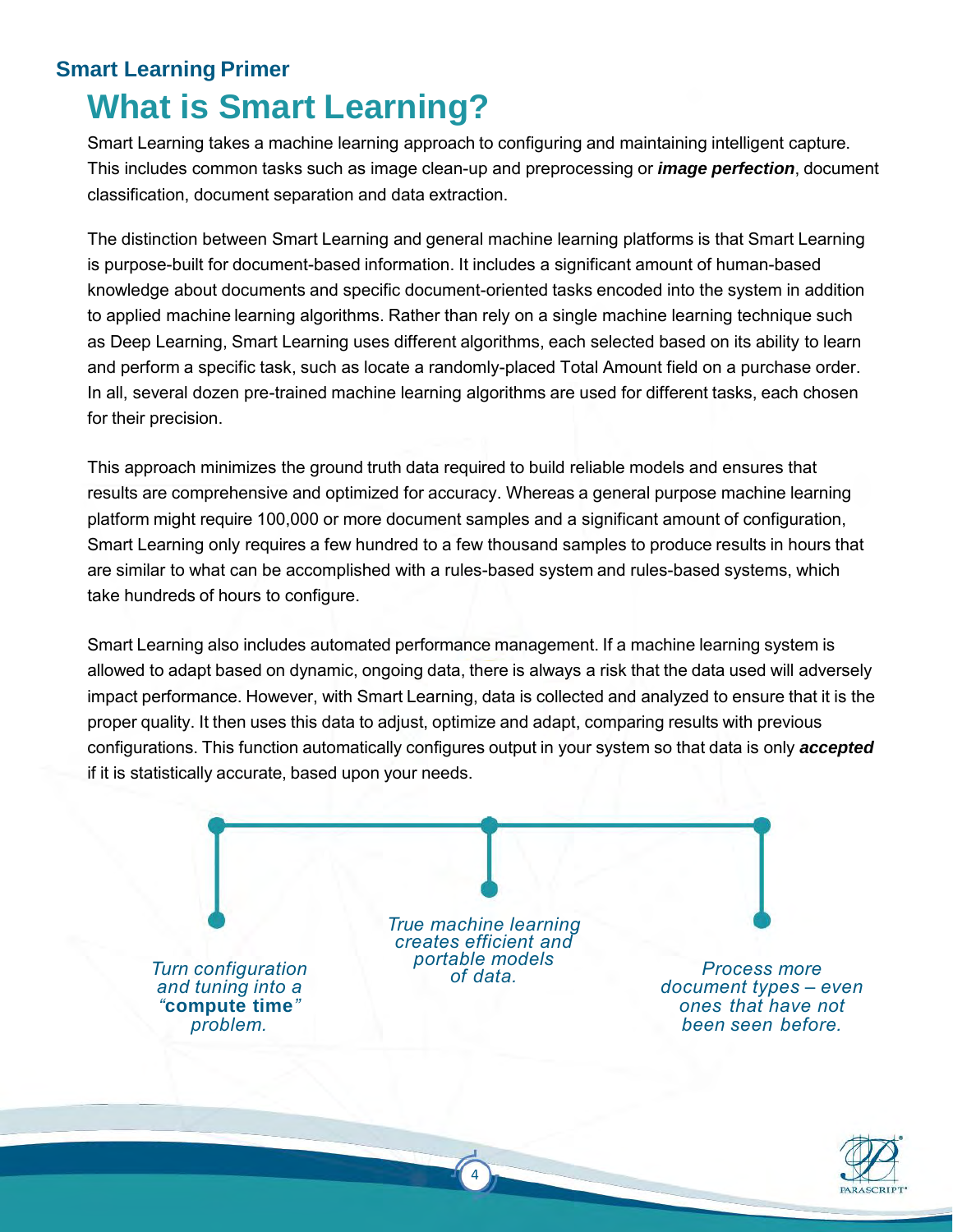## Smart Learning Primer

# What is Smart Learning?

Smart Learning takes a machine learning approach to configuring and maintaining intelligent capture. This includes common tasks such as image clean-up and preprocessing or ***image perfection***, document classification, document separation and data extraction.

The distinction between Smart Learning and general machine learning platforms is that Smart Learning is purpose-built for document-based information. It includes a significant amount of human-based knowledge about documents and specific document-oriented tasks encoded into the system in addition to applied machine learning algorithms. Rather than rely on a single machine learning technique such as Deep Learning, Smart Learning uses different algorithms, each selected based on its ability to learn and perform a specific task, such as locate a randomly-placed Total Amount field on a purchase order. In all, several dozen pre-trained machine learning algorithms are used for different tasks, each chosen for their precision.

This approach minimizes the ground truth data required to build reliable models and ensures that results are comprehensive and optimized for accuracy. Whereas a general purpose machine learning platform might require 100,000 or more document samples and a significant amount of configuration, Smart Learning only requires a few hundred to a few thousand samples to produce results in hours that are similar to what can be accomplished with a rules-based system and rules-based systems, which take hundreds of hours to configure.

Smart Learning also includes automated performance management. If a machine learning system is allowed to adapt based on dynamic, ongoing data, there is always a risk that the data used will adversely impact performance. However, with Smart Learning, data is collected and analyzed to ensure that it is the proper quality. It then uses this data to adjust, optimize and adapt, comparing results with previous configurations. This function automatically configures output in your system so that data is only ***accepted*** if it is statistically accurate, based upon your needs.

*Turn configuration and tuning into a "**compute time**" problem.*

*True machine learning creates efficient and portable models of data.*

*Process more document types – even ones that have not been seen before.*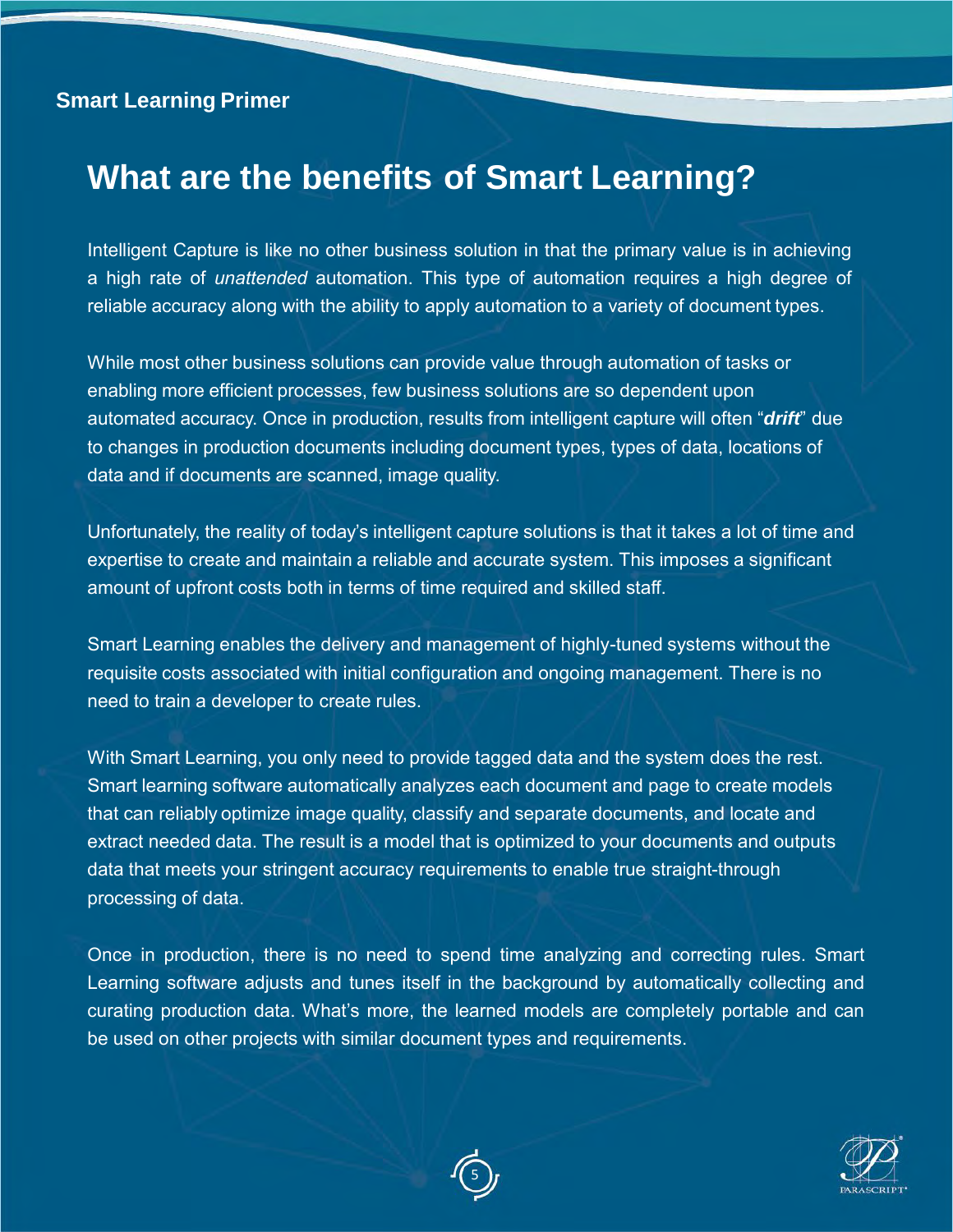# What are the benefits of Smart Learning?

Intelligent Capture is like no other business solution in that the primary value is in achieving a high rate of *unattended* automation. This type of automation requires a high degree of reliable accuracy along with the ability to apply automation to a variety of document types.

While most other business solutions can provide value through automation of tasks or enabling more efficient processes, few business solutions are so dependent upon automated accuracy. Once in production, results from intelligent capture will often "***drift***" due to changes in production documents including document types, types of data, locations of data and if documents are scanned, image quality.

Unfortunately, the reality of today's intelligent capture solutions is that it takes a lot of time and expertise to create and maintain a reliable and accurate system. This imposes a significant amount of upfront costs both in terms of time required and skilled staff.

Smart Learning enables the delivery and management of highly-tuned systems without the requisite costs associated with initial configuration and ongoing management. There is no need to train a developer to create rules.

With Smart Learning, you only need to provide tagged data and the system does the rest. Smart learning software automatically analyzes each document and page to create models that can reliably optimize image quality, classify and separate documents, and locate and extract needed data. The result is a model that is optimized to your documents and outputs data that meets your stringent accuracy requirements to enable true straight-through processing of data.

Once in production, there is no need to spend time analyzing and correcting rules. Smart Learning software adjusts and tunes itself in the background by automatically collecting and curating production data. What's more, the learned models are completely portable and can be used on other projects with similar document types and requirements.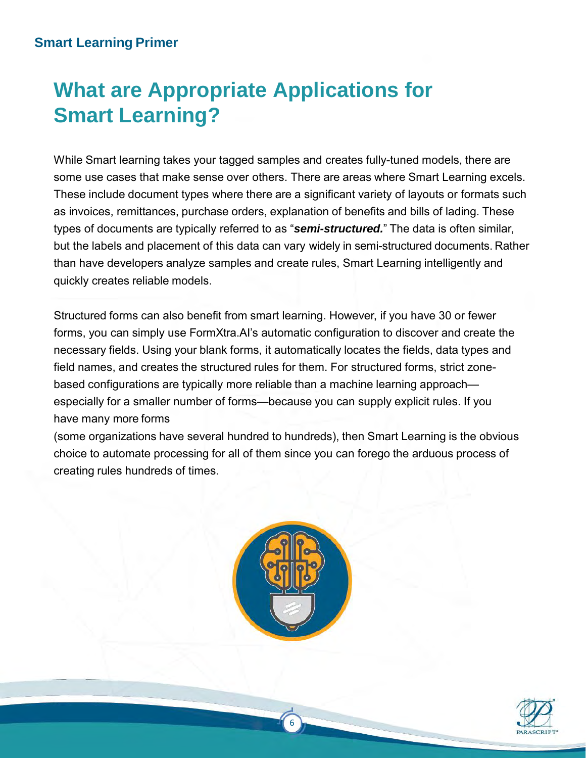# What are Appropriate Applications for Smart Learning?

While Smart learning takes your tagged samples and creates fully-tuned models, there are some use cases that make sense over others. There are areas where Smart Learning excels. These include document types where there are a significant variety of layouts or formats such as invoices, remittances, purchase orders, explanation of benefits and bills of lading. These types of documents are typically referred to as "***semi-structured.***" The data is often similar, but the labels and placement of this data can vary widely in semi-structured documents. Rather than have developers analyze samples and create rules, Smart Learning intelligently and quickly creates reliable models.

Structured forms can also benefit from smart learning. However, if you have 30 or fewer forms, you can simply use FormXtra.AI's automatic configuration to discover and create the necessary fields. Using your blank forms, it automatically locates the fields, data types and field names, and creates the structured rules for them. For structured forms, strict zone-based configurations are typically more reliable than a machine learning approach—especially for a smaller number of forms—because you can supply explicit rules. If you have many more forms (some organizations have several hundred to hundreds), then Smart Learning is the obvious choice to automate processing for all of them since you can forego the arduous process of creating rules hundreds of times.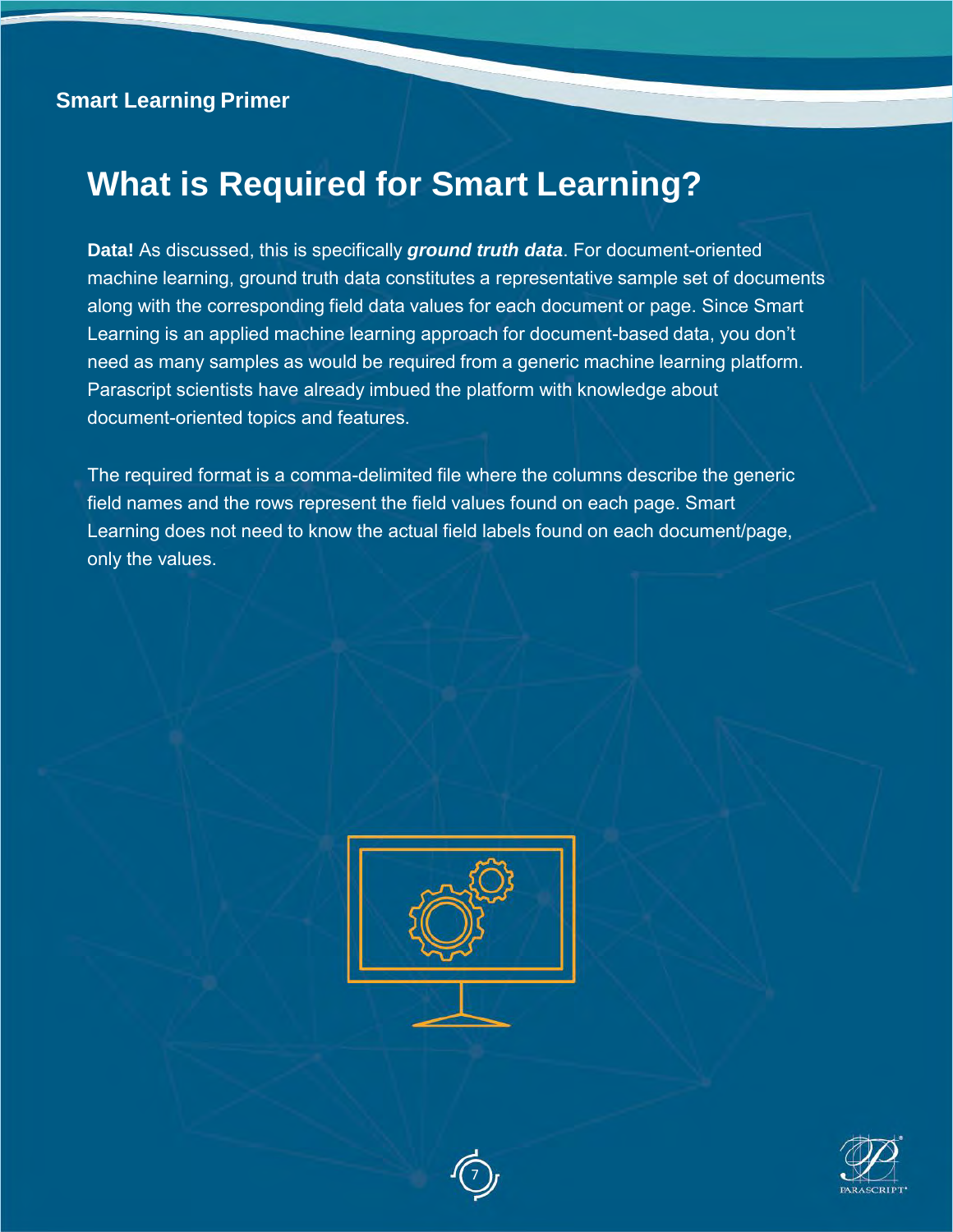# What is Required for Smart Learning?

**Data!** As discussed, this is specifically ***ground truth data***. For document-oriented machine learning, ground truth data constitutes a representative sample set of documents along with the corresponding field data values for each document or page. Since Smart Learning is an applied machine learning approach for document-based data, you don't need as many samples as would be required from a generic machine learning platform. Parascript scientists have already imbued the platform with knowledge about document-oriented topics and features.

The required format is a comma-delimited file where the columns describe the generic field names and the rows represent the field values found on each page. Smart Learning does not need to know the actual field labels found on each document/page, only the values.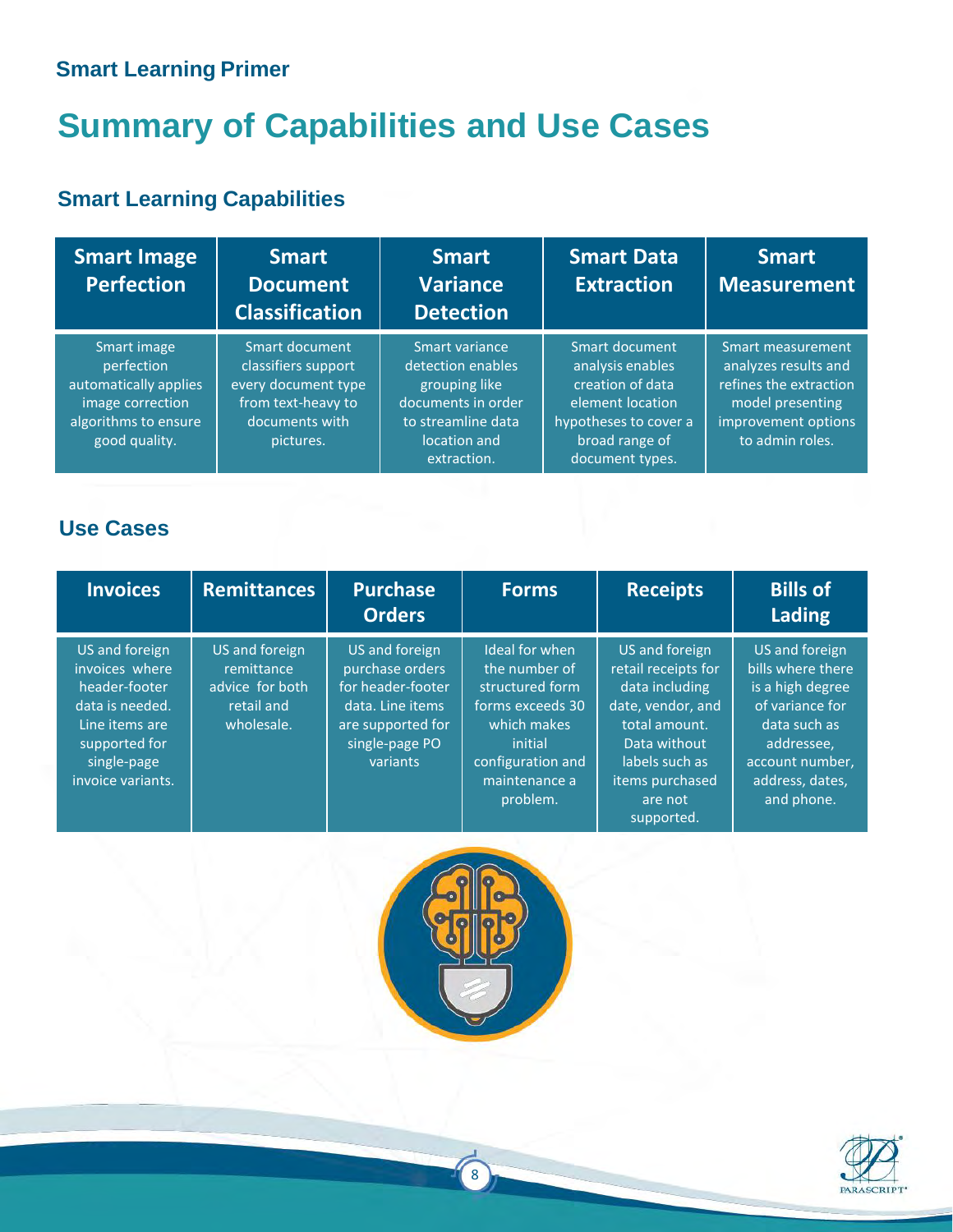Smart Learning Primer

# Summary of Capabilities and Use Cases

## Smart Learning Capabilities

| Smart Image Perfection | Smart Document Classification | Smart Variance Detection | Smart Data Extraction | Smart Measurement |
|---|---|---|---|---|
| Smart image perfection automatically applies image correction algorithms to ensure good quality. | Smart document classifiers support every document type from text-heavy to documents with pictures. | Smart variance detection enables grouping like documents in order to streamline data location and extraction. | Smart document analysis enables creation of data element location hypotheses to cover a broad range of document types. | Smart measurement analyzes results and refines the extraction model presenting improvement options to admin roles. |

## Use Cases

| Invoices | Remittances | Purchase Orders | Forms | Receipts | Bills of Lading |
|---|---|---|---|---|---|
| US and foreign invoices where header-footer data is needed. Line items are supported for single-page invoice variants. | US and foreign remittance advice for both retail and wholesale. | US and foreign purchase orders for header-footer data. Line items are supported for single-page PO variants | Ideal for when the number of structured form forms exceeds 30 which makes initial configuration and maintenance a problem. | US and foreign retail receipts for data including date, vendor, and total amount. Data without labels such as items purchased are not supported. | US and foreign bills where there is a high degree of variance for data such as addressee, account number, address, dates, and phone. |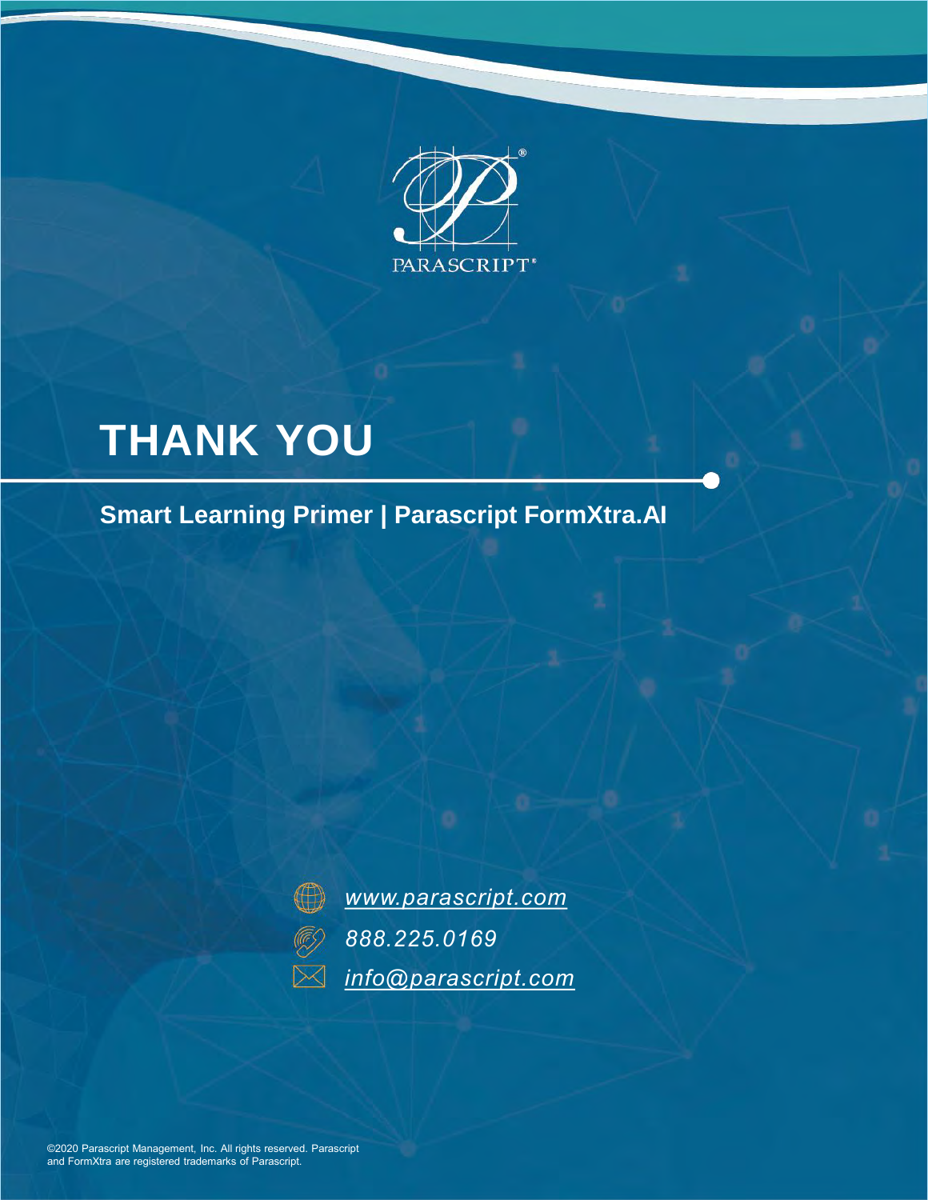PARASCRIPT®

# THANK YOU

**Smart Learning Primer | Parascript FormXtra.AI**

*www.parascript.com*

*888.225.0169*

*info@parascript.com*

©2020 Parascript Management, Inc. All rights reserved. Parascript and FormXtra are registered trademarks of Parascript.